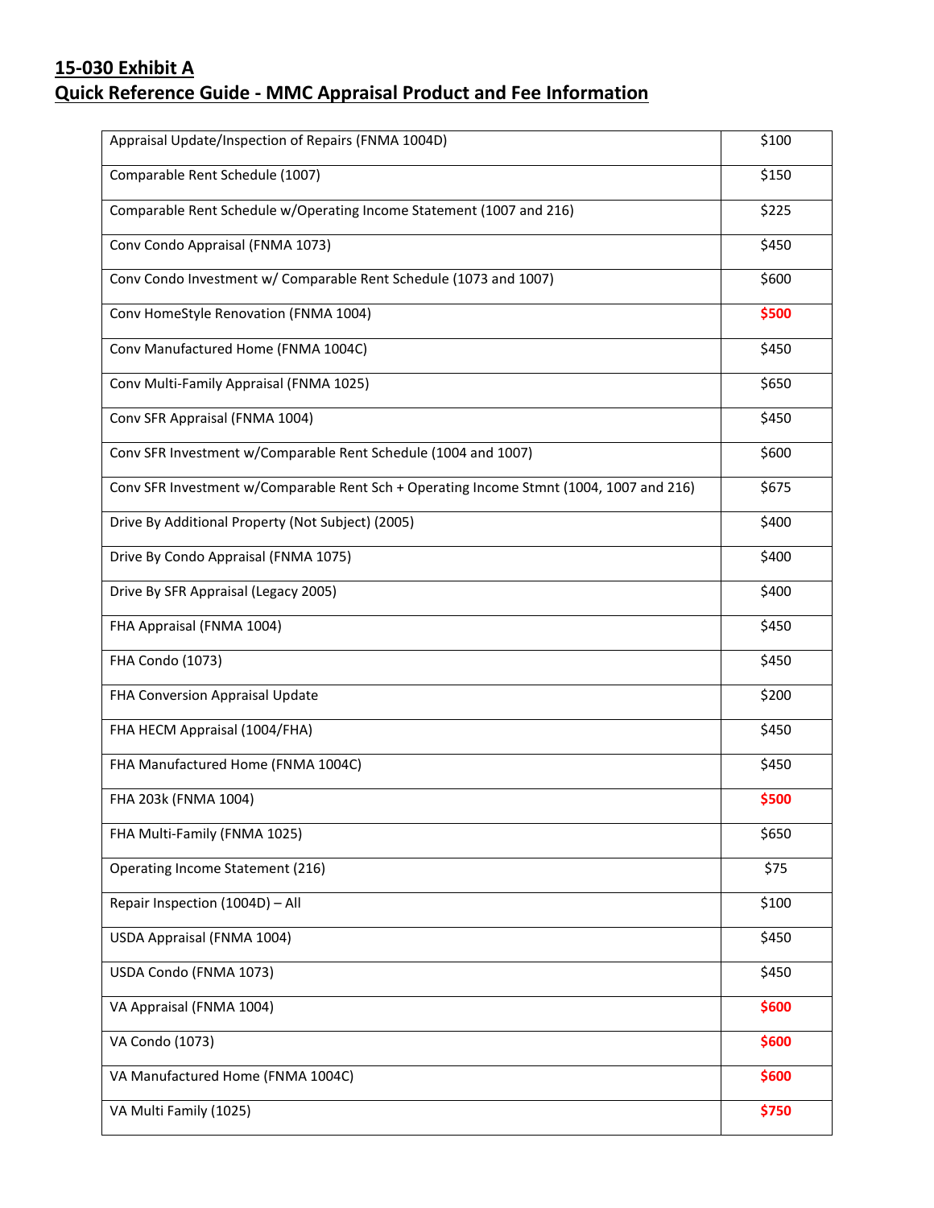## 15-030 Exhibit A
## Quick Reference Guide - MMC Appraisal Product and Fee Information

| Product | Fee |
|---|---|
| Appraisal Update/Inspection of Repairs (FNMA 1004D) | $100 |
| Comparable Rent Schedule (1007) | $150 |
| Comparable Rent Schedule w/Operating Income Statement (1007 and 216) | $225 |
| Conv Condo Appraisal (FNMA 1073) | $450 |
| Conv Condo Investment w/ Comparable Rent Schedule (1073 and 1007) | $600 |
| Conv HomeStyle Renovation (FNMA 1004) | **$500** |
| Conv Manufactured Home (FNMA 1004C) | $450 |
| Conv Multi-Family Appraisal (FNMA 1025) | $650 |
| Conv SFR Appraisal (FNMA 1004) | $450 |
| Conv SFR Investment w/Comparable Rent Schedule (1004 and 1007) | $600 |
| Conv SFR Investment w/Comparable Rent Sch + Operating Income Stmnt (1004, 1007 and 216) | $675 |
| Drive By Additional Property (Not Subject) (2005) | $400 |
| Drive By Condo Appraisal (FNMA 1075) | $400 |
| Drive By SFR Appraisal (Legacy 2005) | $400 |
| FHA Appraisal (FNMA 1004) | $450 |
| FHA Condo (1073) | $450 |
| FHA Conversion Appraisal Update | $200 |
| FHA HECM Appraisal (1004/FHA) | $450 |
| FHA Manufactured Home (FNMA 1004C) | $450 |
| FHA 203k (FNMA 1004) | **$500** |
| FHA Multi-Family (FNMA 1025) | $650 |
| Operating Income Statement (216) | $75 |
| Repair Inspection (1004D) – All | $100 |
| USDA Appraisal (FNMA 1004) | $450 |
| USDA Condo (FNMA 1073) | $450 |
| VA Appraisal (FNMA 1004) | **$600** |
| VA Condo (1073) | **$600** |
| VA Manufactured Home (FNMA 1004C) | **$600** |
| VA Multi Family (1025) | **$750** |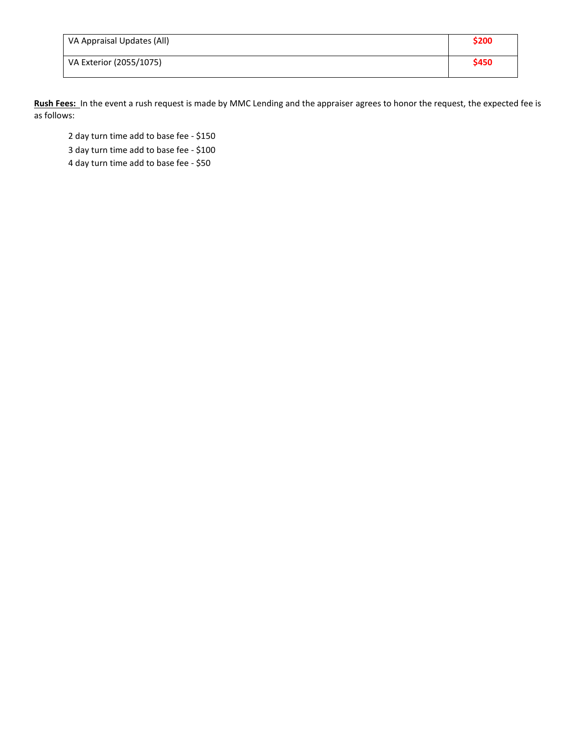| | |
|---|---|
| VA Appraisal Updates (All) | **$200** |
| VA Exterior (2055/1075) | **$450** |

**Rush Fees:** In the event a rush request is made by MMC Lending and the appraiser agrees to honor the request, the expected fee is as follows:

2 day turn time add to base fee - $150
3 day turn time add to base fee - $100
4 day turn time add to base fee - $50